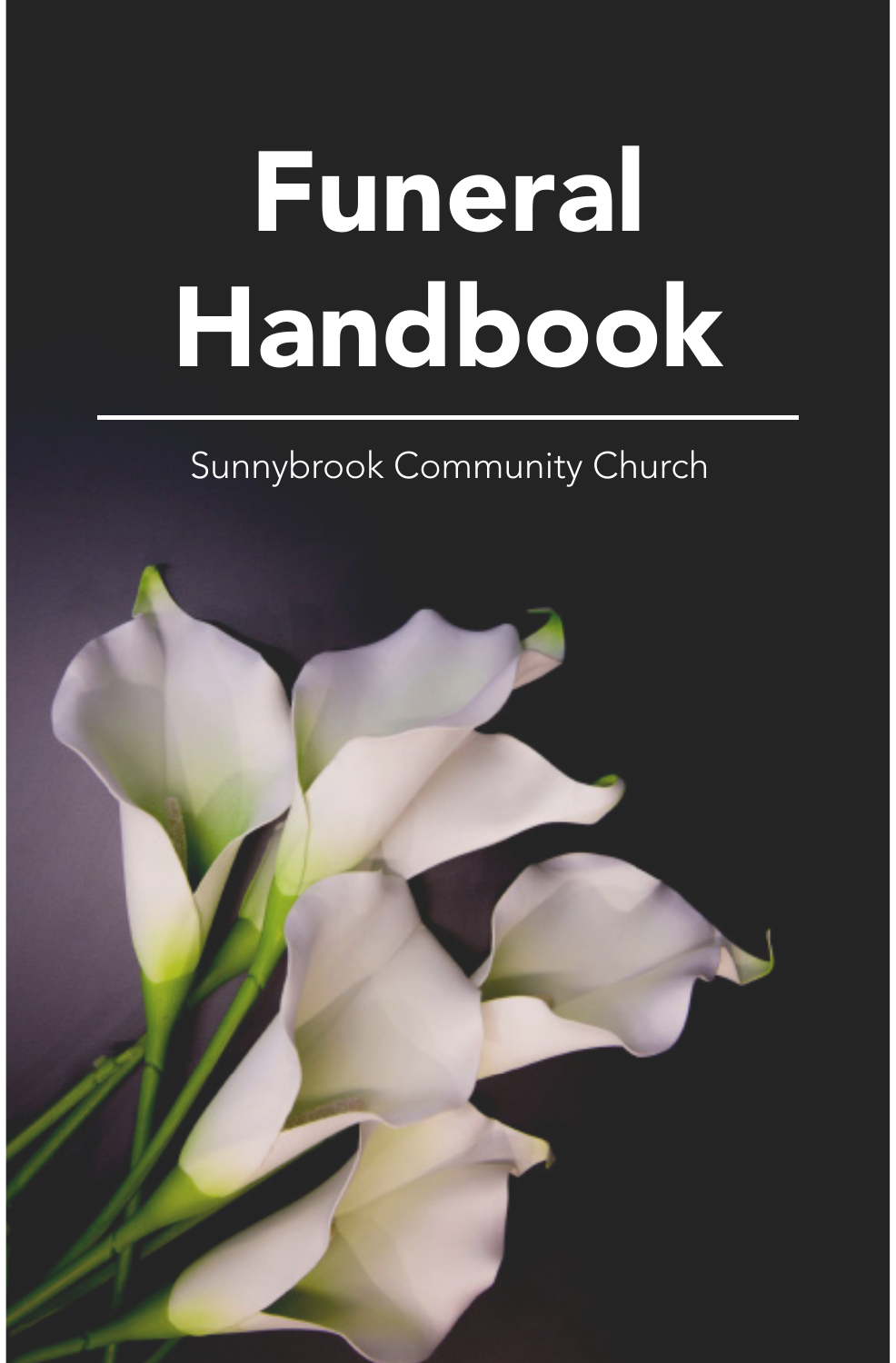# Funeral Handbook

Sunnybrook Community Church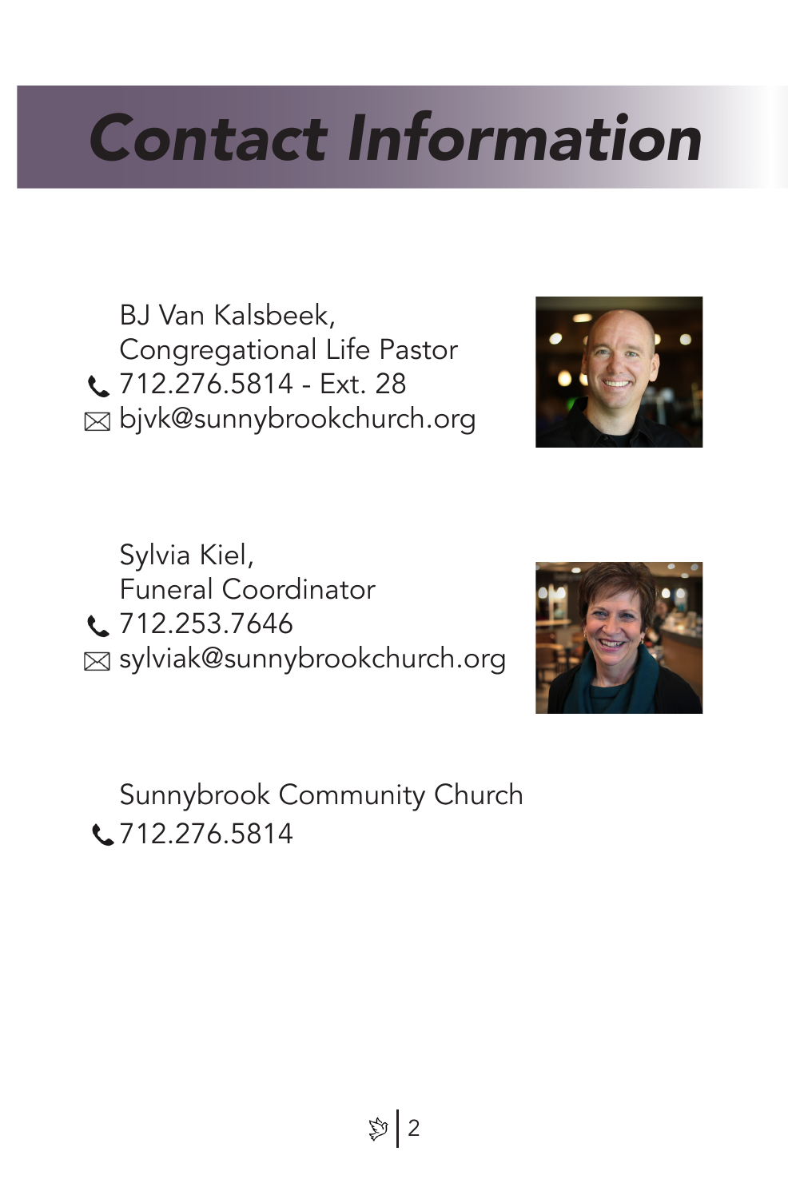# Contact Information

BJ Van Kalsbeek,
Congregational Life Pastor
712.276.5814 - Ext. 28
bjvk@sunnybrookchurch.org

Sylvia Kiel,
Funeral Coordinator
712.253.7646
sylviak@sunnybrookchurch.org

Sunnybrook Community Church
712.276.5814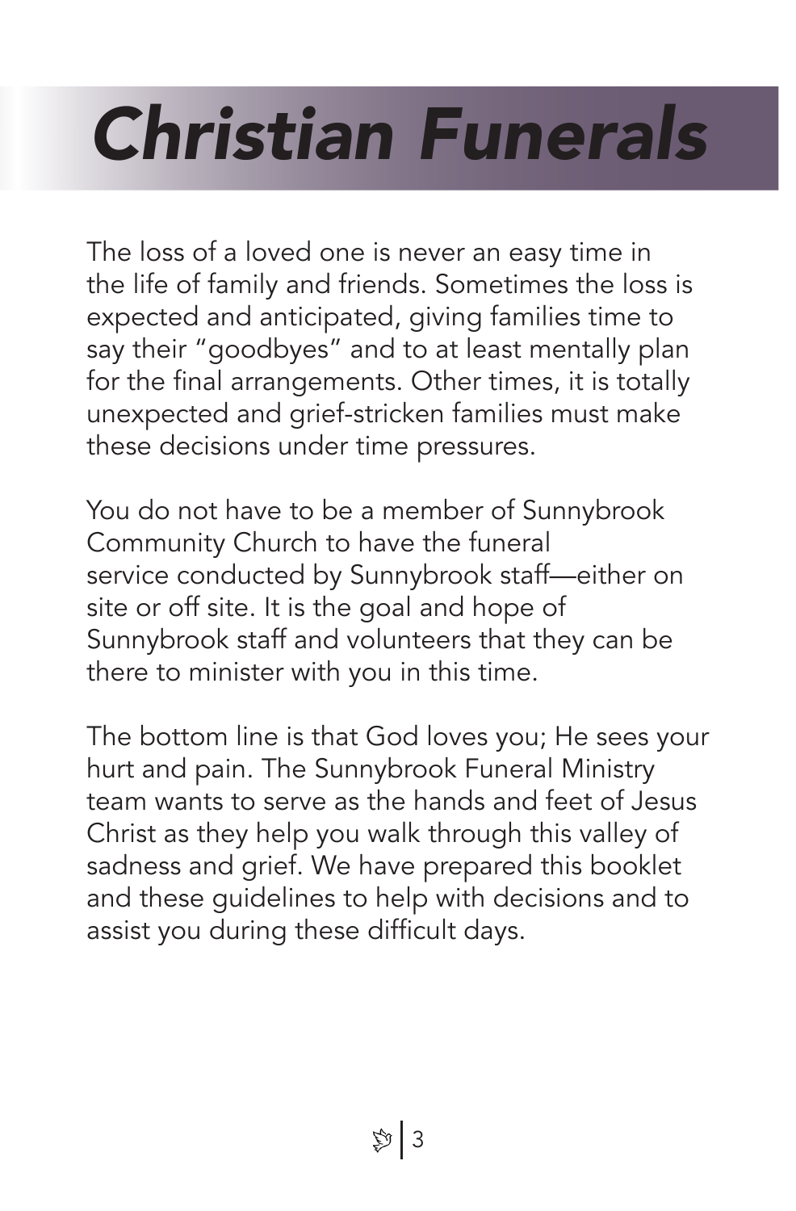# *Christian Funerals*

The loss of a loved one is never an easy time in the life of family and friends. Sometimes the loss is expected and anticipated, giving families time to say their "goodbyes" and to at least mentally plan for the final arrangements. Other times, it is totally unexpected and grief-stricken families must make these decisions under time pressures.

You do not have to be a member of Sunnybrook Community Church to have the funeral service conducted by Sunnybrook staff—either on site or off site. It is the goal and hope of Sunnybrook staff and volunteers that they can be there to minister with you in this time.

The bottom line is that God loves you; He sees your hurt and pain. The Sunnybrook Funeral Ministry team wants to serve as the hands and feet of Jesus Christ as they help you walk through this valley of sadness and grief. We have prepared this booklet and these guidelines to help with decisions and to assist you during these difficult days.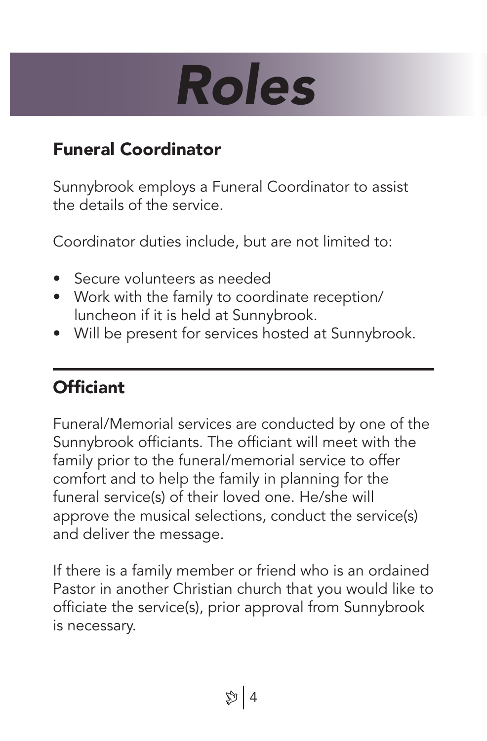# *Roles*

## Funeral Coordinator

Sunnybrook employs a Funeral Coordinator to assist the details of the service.

Coordinator duties include, but are not limited to:

- Secure volunteers as needed
- Work with the family to coordinate reception/ luncheon if it is held at Sunnybrook.
- Will be present for services hosted at Sunnybrook.

---

## Officiant

Funeral/Memorial services are conducted by one of the Sunnybrook officiants. The officiant will meet with the family prior to the funeral/memorial service to offer comfort and to help the family in planning for the funeral service(s) of their loved one. He/she will approve the musical selections, conduct the service(s) and deliver the message.

If there is a family member or friend who is an ordained Pastor in another Christian church that you would like to officiate the service(s), prior approval from Sunnybrook is necessary.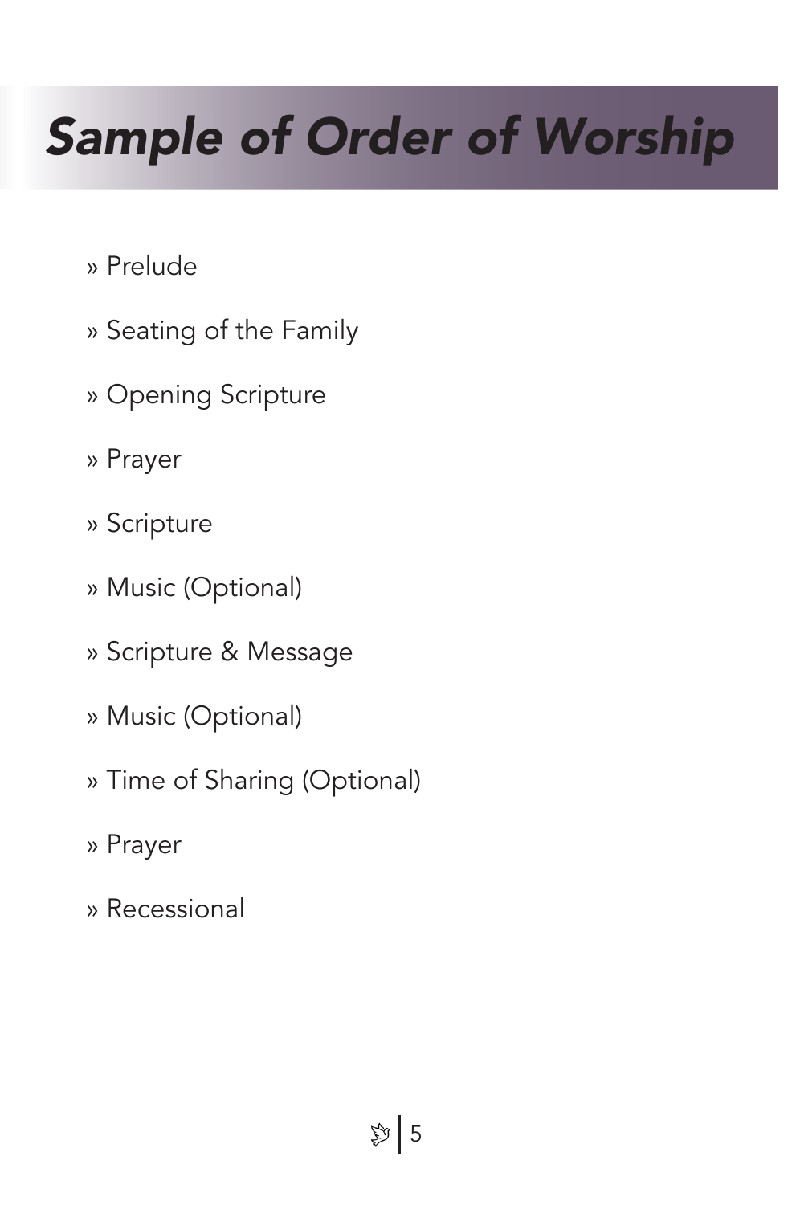# *Sample of Order of Worship*

» Prelude

» Seating of the Family

» Opening Scripture

» Prayer

» Scripture

» Music (Optional)

» Scripture & Message

» Music (Optional)

» Time of Sharing (Optional)

» Prayer

» Recessional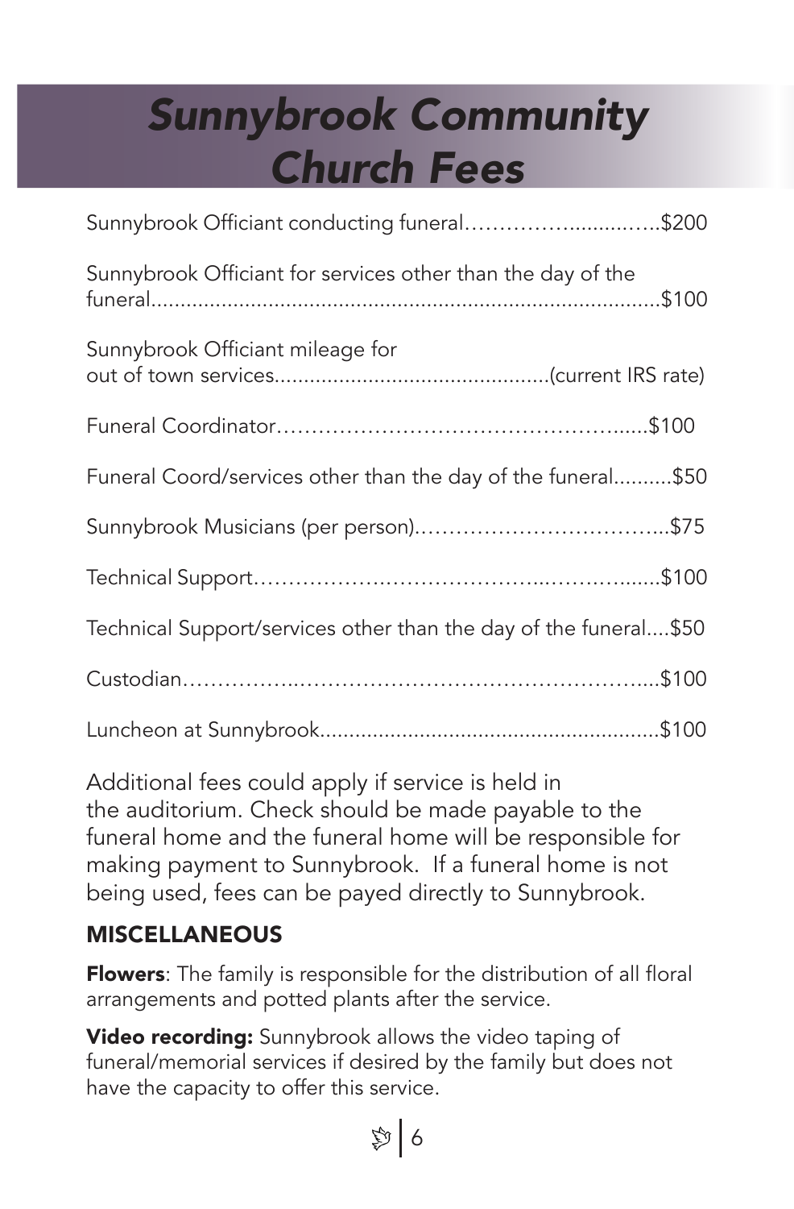# Sunnybrook Community Church Fees

| Service | Fee |
| --- | --- |
| Sunnybrook Officiant conducting funeral | $200 |
| Sunnybrook Officiant for services other than the day of the funeral | $100 |
| Sunnybrook Officiant mileage for out of town services | (current IRS rate) |
| Funeral Coordinator | $100 |
| Funeral Coord/services other than the day of the funeral | $50 |
| Sunnybrook Musicians (per person) | $75 |
| Technical Support | $100 |
| Technical Support/services other than the day of the funeral | $50 |
| Custodian | $100 |
| Luncheon at Sunnybrook | $100 |

Additional fees could apply if service is held in the auditorium. Check should be made payable to the funeral home and the funeral home will be responsible for making payment to Sunnybrook. If a funeral home is not being used, fees can be payed directly to Sunnybrook.

## MISCELLANEOUS

**Flowers**: The family is responsible for the distribution of all floral arrangements and potted plants after the service.

**Video recording:** Sunnybrook allows the video taping of funeral/memorial services if desired by the family but does not have the capacity to offer this service.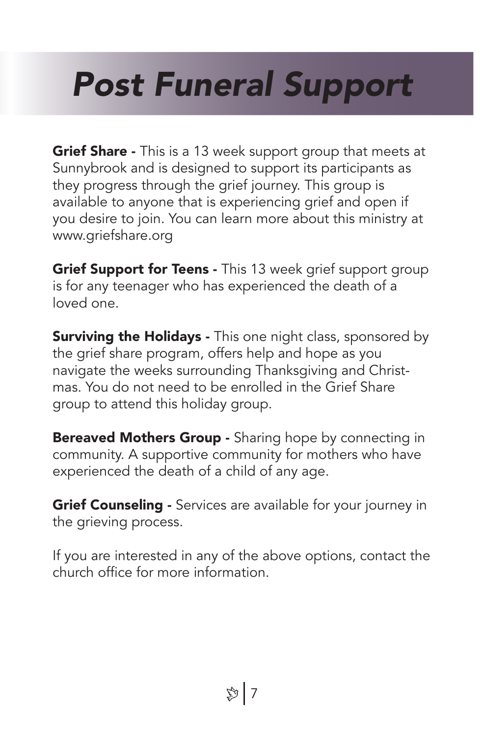# *Post Funeral Support*

**Grief Share -** This is a 13 week support group that meets at Sunnybrook and is designed to support its participants as they progress through the grief journey. This group is available to anyone that is experiencing grief and open if you desire to join. You can learn more about this ministry at www.griefshare.org

**Grief Support for Teens -** This 13 week grief support group is for any teenager who has experienced the death of a loved one.

**Surviving the Holidays -** This one night class, sponsored by the grief share program, offers help and hope as you navigate the weeks surrounding Thanksgiving and Christmas. You do not need to be enrolled in the Grief Share group to attend this holiday group.

**Bereaved Mothers Group -** Sharing hope by connecting in community. A supportive community for mothers who have experienced the death of a child of any age.

**Grief Counseling -** Services are available for your journey in the grieving process.

If you are interested in any of the above options, contact the church office for more information.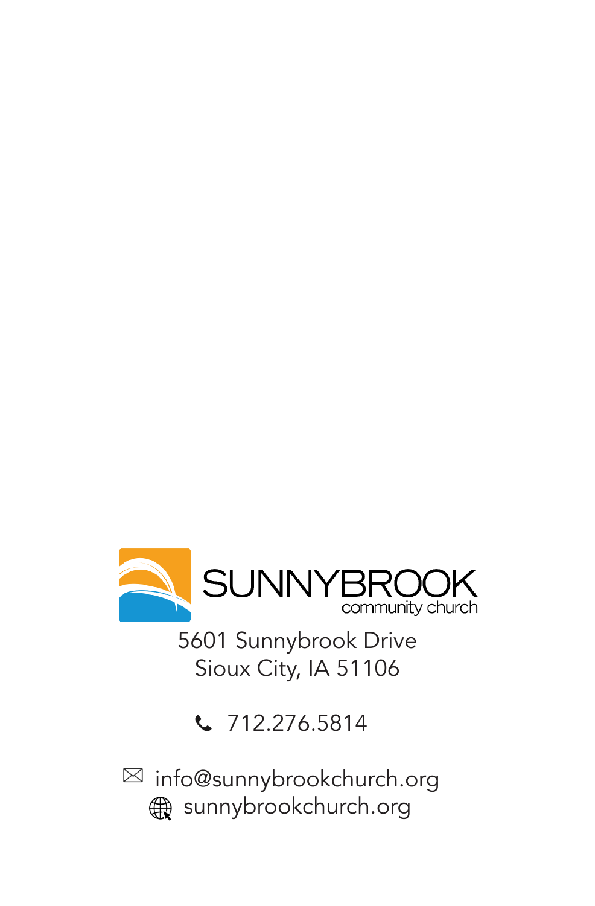SUNNYBROOK
community church

5601 Sunnybrook Drive
Sioux City, IA 51106

712.276.5814

info@sunnybrookchurch.org
sunnybrookchurch.org